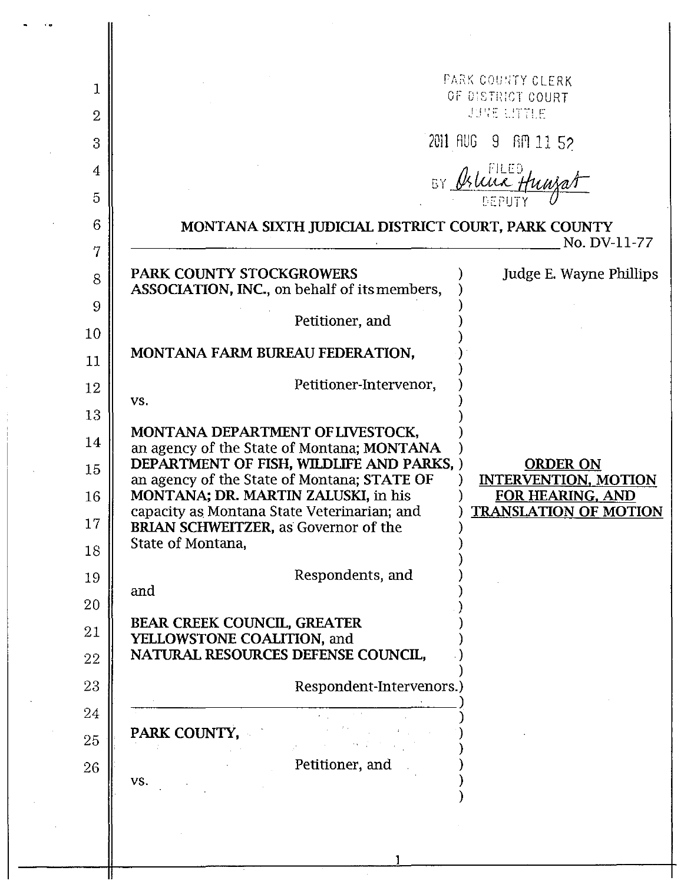PARK COUNTY CLERK
OF DISTRICT COURT
JUNE LITTLE

2011 AUG 9 AM 11 52

FILED
BY *Orlena Hurzat*
DEPUTY

## MONTANA SIXTH JUDICIAL DISTRICT COURT, PARK COUNTY

No. DV-11-77

Judge E. Wayne Phillips

**PARK COUNTY STOCKGROWERS ASSOCIATION, INC.**, on behalf of its members,

Petitioner, and

**MONTANA FARM BUREAU FEDERATION,**

Petitioner-Intervenor,

vs.

**MONTANA DEPARTMENT OF LIVESTOCK,** an agency of the State of Montana; **MONTANA DEPARTMENT OF FISH, WILDLIFE AND PARKS,** an agency of the State of Montana; **STATE OF MONTANA; DR. MARTIN ZALUSKI,** in his capacity as Montana State Veterinarian; and **BRIAN SCHWEITZER,** as Governor of the State of Montana,

Respondents, and

and

**BEAR CREEK COUNCIL, GREATER YELLOWSTONE COALITION,** and **NATURAL RESOURCES DEFENSE COUNCIL,**

Respondent-Intervenors.

---

**PARK COUNTY,**

Petitioner, and

vs.

**ORDER ON INTERVENTION, MOTION FOR HEARING, AND TRANSLATION OF MOTION**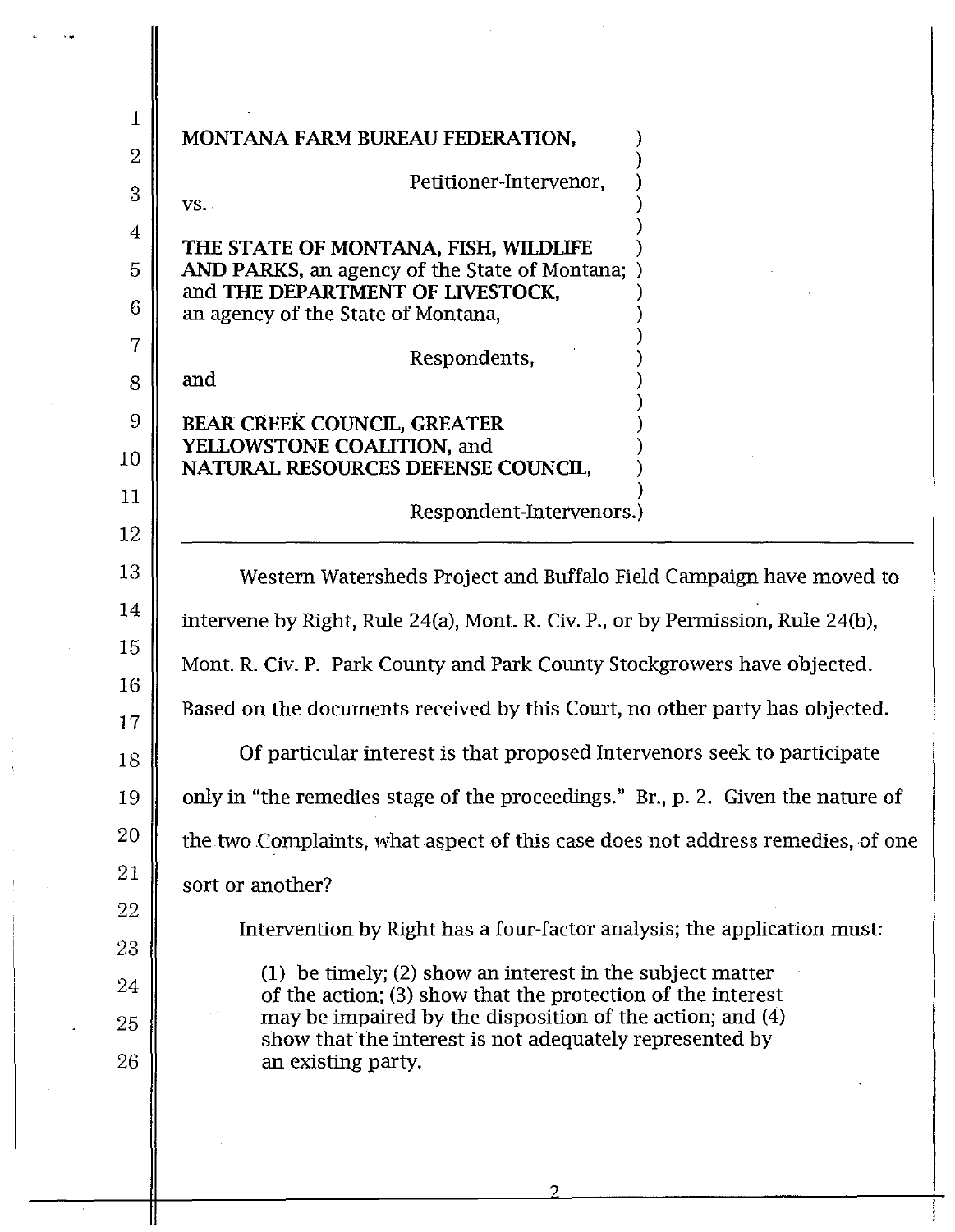MONTANA FARM BUREAU FEDERATION,
Petitioner-Intervenor,

vs.

THE STATE OF MONTANA, FISH, WILDLIFE AND PARKS, an agency of the State of Montana; and THE DEPARTMENT OF LIVESTOCK, an agency of the State of Montana,

Respondents,

and

BEAR CREEK COUNCIL, GREATER YELLOWSTONE COALITION, and NATURAL RESOURCES DEFENSE COUNCIL,

Respondent-Intervenors.

---

Western Watersheds Project and Buffalo Field Campaign have moved to intervene by Right, Rule 24(a), Mont. R. Civ. P., or by Permission, Rule 24(b), Mont. R. Civ. P. Park County and Park County Stockgrowers have objected. Based on the documents received by this Court, no other party has objected.

Of particular interest is that proposed Intervenors seek to participate only in "the remedies stage of the proceedings." Br., p. 2. Given the nature of the two Complaints, what aspect of this case does not address remedies, of one sort or another?

Intervention by Right has a four-factor analysis; the application must:

> (1) be timely; (2) show an interest in the subject matter of the action; (3) show that the protection of the interest may be impaired by the disposition of the action; and (4) show that the interest is not adequately represented by an existing party.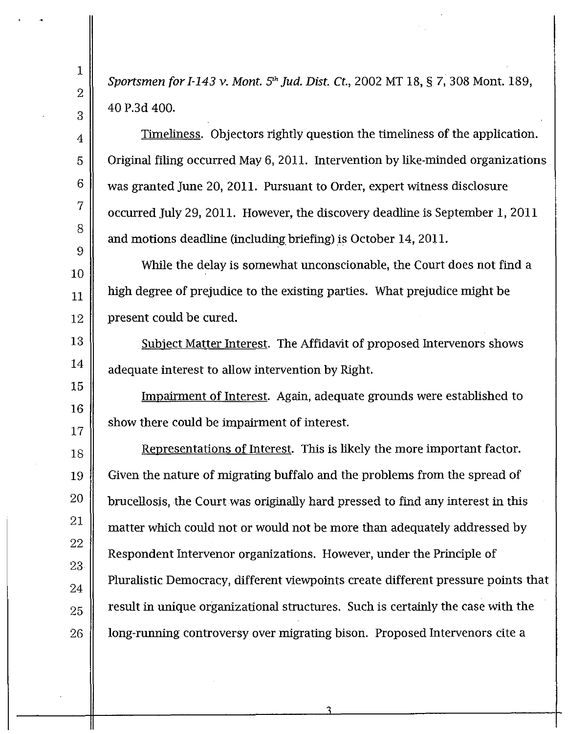*Sportsmen for I-143 v. Mont. 5th Jud. Dist. Ct.*, 2002 MT 18, § 7, 308 Mont. 189, 40 P.3d 400.

Timeliness. Objectors rightly question the timeliness of the application. Original filing occurred May 6, 2011. Intervention by like-minded organizations was granted June 20, 2011. Pursuant to Order, expert witness disclosure occurred July 29, 2011. However, the discovery deadline is September 1, 2011 and motions deadline (including briefing) is October 14, 2011.

While the delay is somewhat unconscionable, the Court does not find a high degree of prejudice to the existing parties. What prejudice might be present could be cured.

Subject Matter Interest. The Affidavit of proposed Intervenors shows adequate interest to allow intervention by Right.

Impairment of Interest. Again, adequate grounds were established to show there could be impairment of interest.

Representations of Interest. This is likely the more important factor. Given the nature of migrating buffalo and the problems from the spread of brucellosis, the Court was originally hard pressed to find any interest in this matter which could not or would not be more than adequately addressed by Respondent Intervenor organizations. However, under the Principle of Pluralistic Democracy, different viewpoints create different pressure points that result in unique organizational structures. Such is certainly the case with the long-running controversy over migrating bison. Proposed Intervenors cite a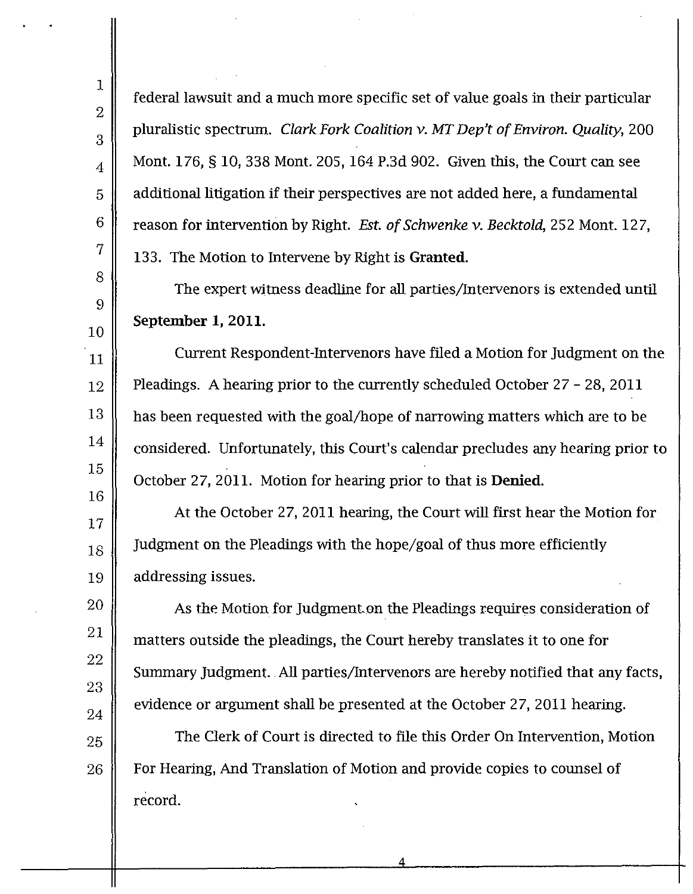federal lawsuit and a much more specific set of value goals in their particular pluralistic spectrum. *Clark Fork Coalition v. MT Dep't of Environ. Quality*, 200 Mont. 176, § 10, 338 Mont. 205, 164 P.3d 902. Given this, the Court can see additional litigation if their perspectives are not added here, a fundamental reason for intervention by Right. *Est. of Schwenke v. Becktold*, 252 Mont. 127, 133. The Motion to Intervene by Right is **Granted.**

The expert witness deadline for all parties/Intervenors is extended until **September 1, 2011.**

Current Respondent-Intervenors have filed a Motion for Judgment on the Pleadings. A hearing prior to the currently scheduled October 27 - 28, 2011 has been requested with the goal/hope of narrowing matters which are to be considered. Unfortunately, this Court's calendar precludes any hearing prior to October 27, 2011. Motion for hearing prior to that is **Denied.**

At the October 27, 2011 hearing, the Court will first hear the Motion for Judgment on the Pleadings with the hope/goal of thus more efficiently addressing issues.

As the Motion for Judgment on the Pleadings requires consideration of matters outside the pleadings, the Court hereby translates it to one for Summary Judgment. All parties/Intervenors are hereby notified that any facts, evidence or argument shall be presented at the October 27, 2011 hearing.

The Clerk of Court is directed to file this Order On Intervention, Motion For Hearing, And Translation of Motion and provide copies to counsel of record.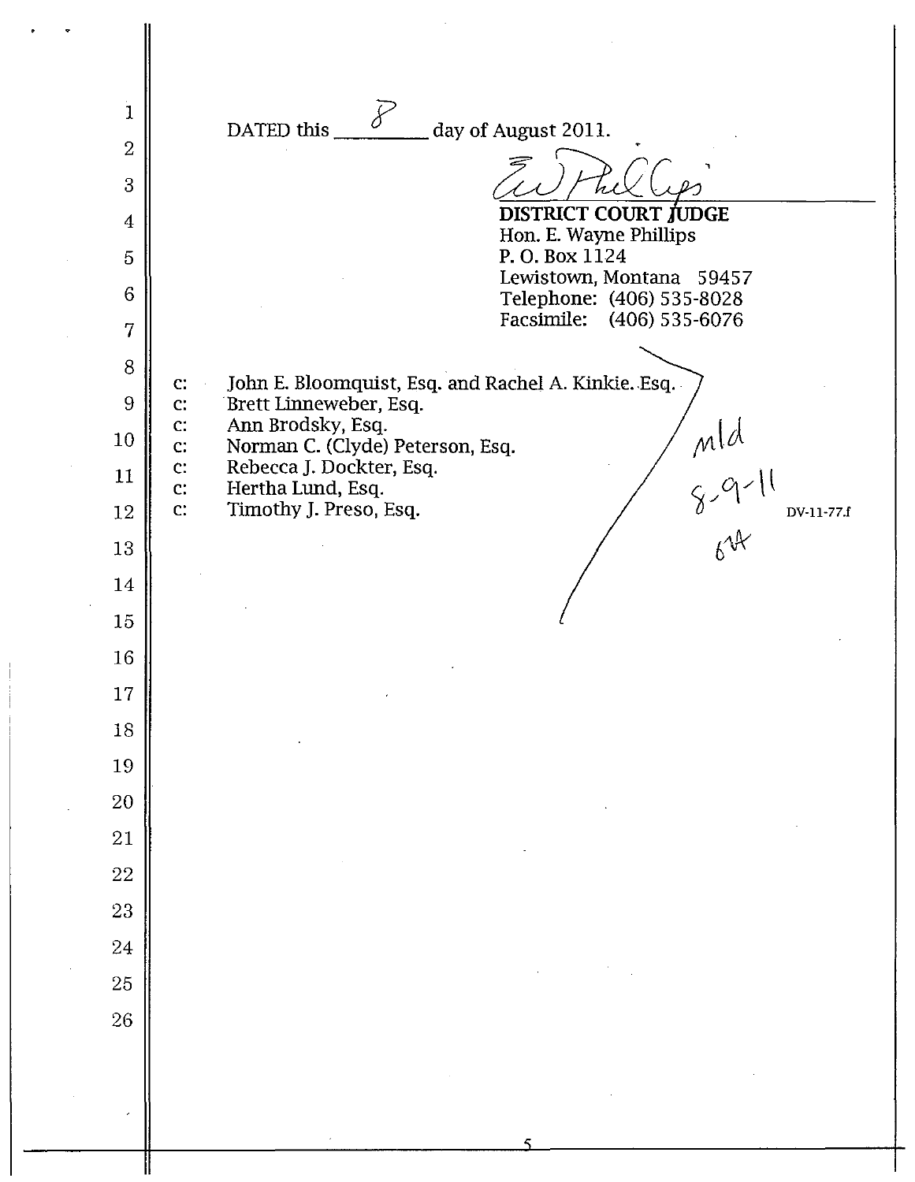DATED this 8 day of August 2011.

**DISTRICT COURT JUDGE**
Hon. E. Wayne Phillips
P. O. Box 1124
Lewistown, Montana 59457
Telephone: (406) 535-8028
Facsimile: (406) 535-6076

c: John E. Bloomquist, Esq. and Rachel A. Kinkie. Esq.
c: Brett Linneweber, Esq.
c: Ann Brodsky, Esq.
c: Norman C. (Clyde) Peterson, Esq.
c: Rebecca J. Dockter, Esq.
c: Hertha Lund, Esq.
c: Timothy J. Preso, Esq.

mld
8-9-11

DV-11-77.f